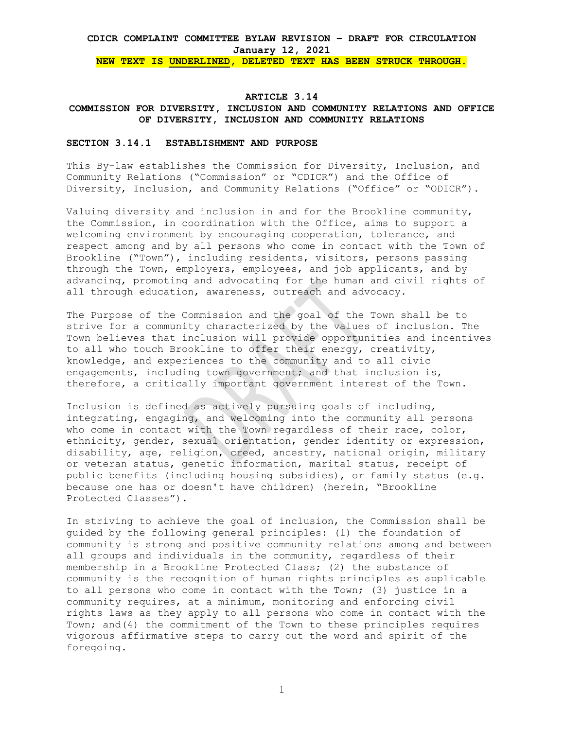**CDICR COMPLAINT COMMITTEE BYLAW REVISION – DRAFT FOR CIRCULATION**
**January 12, 2021**
**NEW TEXT IS <u>UNDERLINED</u>, DELETED TEXT HAS BEEN ~~STRUCK THROUGH~~.**

# ARTICLE 3.14
# COMMISSION FOR DIVERSITY, INCLUSION AND COMMUNITY RELATIONS AND OFFICE OF DIVERSITY, INCLUSION AND COMMUNITY RELATIONS

## SECTION 3.14.1 ESTABLISHMENT AND PURPOSE

This By-law establishes the Commission for Diversity, Inclusion, and Community Relations ("Commission" or "CDICR") and the Office of Diversity, Inclusion, and Community Relations ("Office" or "ODICR").

Valuing diversity and inclusion in and for the Brookline community, the Commission, in coordination with the Office, aims to support a welcoming environment by encouraging cooperation, tolerance, and respect among and by all persons who come in contact with the Town of Brookline ("Town"), including residents, visitors, persons passing through the Town, employers, employees, and job applicants, and by advancing, promoting and advocating for the human and civil rights of all through education, awareness, outreach and advocacy.

The Purpose of the Commission and the goal of the Town shall be to strive for a community characterized by the values of inclusion. The Town believes that inclusion will provide opportunities and incentives to all who touch Brookline to offer their energy, creativity, knowledge, and experiences to the community and to all civic engagements, including town government; and that inclusion is, therefore, a critically important government interest of the Town.

Inclusion is defined as actively pursuing goals of including, integrating, engaging, and welcoming into the community all persons who come in contact with the Town regardless of their race, color, ethnicity, gender, sexual orientation, gender identity or expression, disability, age, religion, creed, ancestry, national origin, military or veteran status, genetic information, marital status, receipt of public benefits (including housing subsidies), or family status (e.g. because one has or doesn't have children) (herein, "Brookline Protected Classes").

In striving to achieve the goal of inclusion, the Commission shall be guided by the following general principles: (1) the foundation of community is strong and positive community relations among and between all groups and individuals in the community, regardless of their membership in a Brookline Protected Class; (2) the substance of community is the recognition of human rights principles as applicable to all persons who come in contact with the Town; (3) justice in a community requires, at a minimum, monitoring and enforcing civil rights laws as they apply to all persons who come in contact with the Town; and(4) the commitment of the Town to these principles requires vigorous affirmative steps to carry out the word and spirit of the foregoing.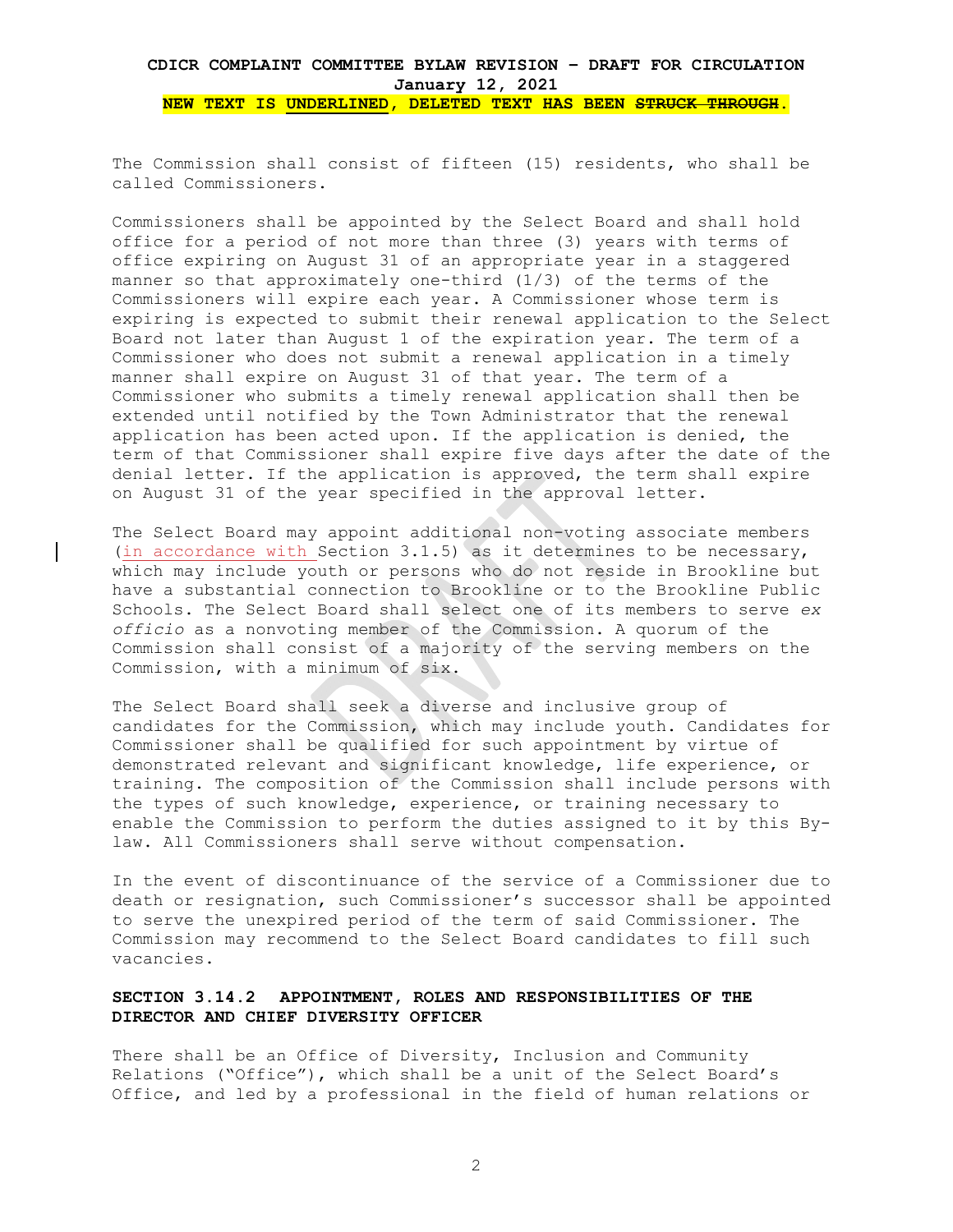**CDICR COMPLAINT COMMITTEE BYLAW REVISION – DRAFT FOR CIRCULATION**
**January 12, 2021**
**NEW TEXT IS <u>UNDERLINED</u>, DELETED TEXT HAS BEEN ~~STRUCK THROUGH~~.**

The Commission shall consist of fifteen (15) residents, who shall be called Commissioners.

Commissioners shall be appointed by the Select Board and shall hold office for a period of not more than three (3) years with terms of office expiring on August 31 of an appropriate year in a staggered manner so that approximately one-third (1/3) of the terms of the Commissioners will expire each year. A Commissioner whose term is expiring is expected to submit their renewal application to the Select Board not later than August 1 of the expiration year. The term of a Commissioner who does not submit a renewal application in a timely manner shall expire on August 31 of that year. The term of a Commissioner who submits a timely renewal application shall then be extended until notified by the Town Administrator that the renewal application has been acted upon. If the application is denied, the term of that Commissioner shall expire five days after the date of the denial letter. If the application is approved, the term shall expire on August 31 of the year specified in the approval letter.

The Select Board may appoint additional non-voting associate members (<u>in accordance with</u> Section 3.1.5) as it determines to be necessary, which may include youth or persons who do not reside in Brookline but have a substantial connection to Brookline or to the Brookline Public Schools. The Select Board shall select one of its members to serve *ex officio* as a nonvoting member of the Commission. A quorum of the Commission shall consist of a majority of the serving members on the Commission, with a minimum of six.

The Select Board shall seek a diverse and inclusive group of candidates for the Commission, which may include youth. Candidates for Commissioner shall be qualified for such appointment by virtue of demonstrated relevant and significant knowledge, life experience, or training. The composition of the Commission shall include persons with the types of such knowledge, experience, or training necessary to enable the Commission to perform the duties assigned to it by this By-law. All Commissioners shall serve without compensation.

In the event of discontinuance of the service of a Commissioner due to death or resignation, such Commissioner's successor shall be appointed to serve the unexpired period of the term of said Commissioner. The Commission may recommend to the Select Board candidates to fill such vacancies.

### SECTION 3.14.2 APPOINTMENT, ROLES AND RESPONSIBILITIES OF THE DIRECTOR AND CHIEF DIVERSITY OFFICER

There shall be an Office of Diversity, Inclusion and Community Relations ("Office"), which shall be a unit of the Select Board's Office, and led by a professional in the field of human relations or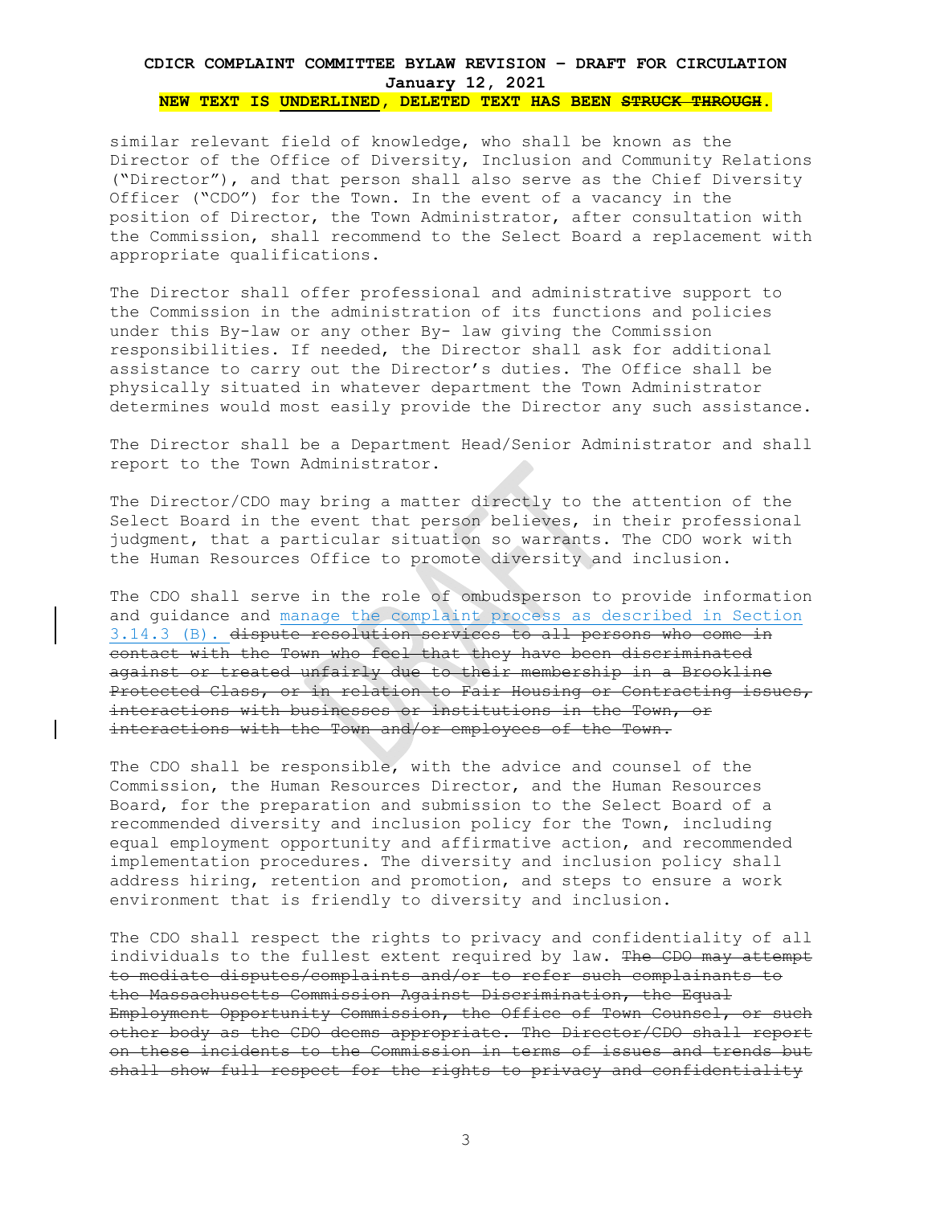similar relevant field of knowledge, who shall be known as the Director of the Office of Diversity, Inclusion and Community Relations ("Director"), and that person shall also serve as the Chief Diversity Officer ("CDO") for the Town. In the event of a vacancy in the position of Director, the Town Administrator, after consultation with the Commission, shall recommend to the Select Board a replacement with appropriate qualifications.

The Director shall offer professional and administrative support to the Commission in the administration of its functions and policies under this By-law or any other By- law giving the Commission responsibilities. If needed, the Director shall ask for additional assistance to carry out the Director's duties. The Office shall be physically situated in whatever department the Town Administrator determines would most easily provide the Director any such assistance.

The Director shall be a Department Head/Senior Administrator and shall report to the Town Administrator.

The Director/CDO may bring a matter directly to the attention of the Select Board in the event that person believes, in their professional judgment, that a particular situation so warrants. The CDO work with the Human Resources Office to promote diversity and inclusion.

The CDO shall serve in the role of ombudsperson to provide information and guidance and <u>manage the complaint process as described in Section 3.14.3 (B).</u> ~~dispute resolution services to all persons who come in contact with the Town who feel that they have been discriminated against or treated unfairly due to their membership in a Brookline Protected Class, or in relation to Fair Housing or Contracting issues, interactions with businesses or institutions in the Town, or interactions with the Town and/or employees of the Town.~~

The CDO shall be responsible, with the advice and counsel of the Commission, the Human Resources Director, and the Human Resources Board, for the preparation and submission to the Select Board of a recommended diversity and inclusion policy for the Town, including equal employment opportunity and affirmative action, and recommended implementation procedures. The diversity and inclusion policy shall address hiring, retention and promotion, and steps to ensure a work environment that is friendly to diversity and inclusion.

The CDO shall respect the rights to privacy and confidentiality of all individuals to the fullest extent required by law. ~~The CDO may attempt to mediate disputes/complaints and/or to refer such complainants to the Massachusetts Commission Against Discrimination, the Equal Employment Opportunity Commission, the Office of Town Counsel, or such other body as the CDO deems appropriate. The Director/CDO shall report on these incidents to the Commission in terms of issues and trends but shall show full respect for the rights to privacy and confidentiality~~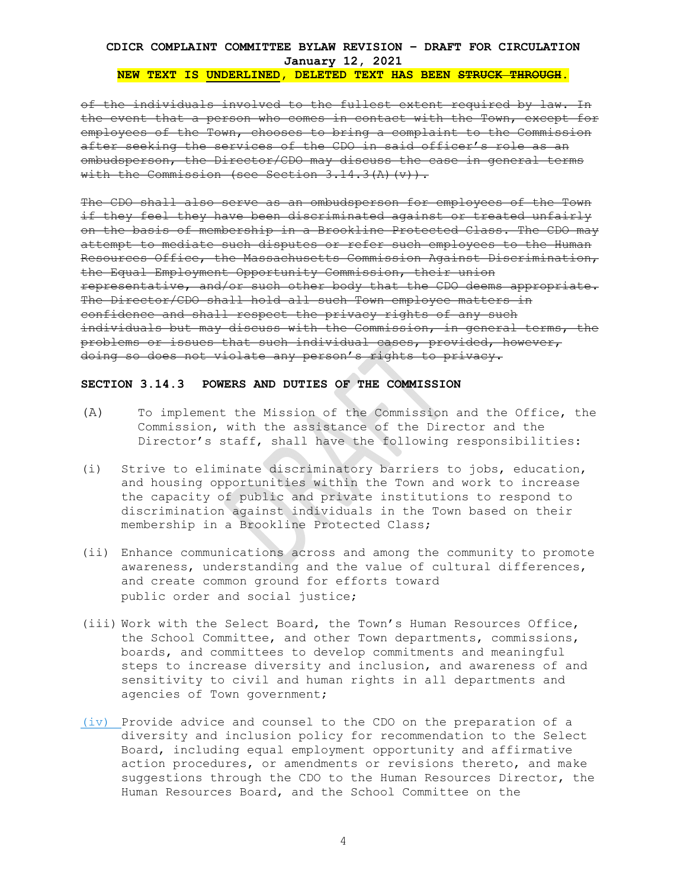~~of the individuals involved to the fullest extent required by law. In the event that a person who comes in contact with the Town, except for employees of the Town, chooses to bring a complaint to the Commission after seeking the services of the CDO in said officer's role as an ombudsperson, the Director/CDO may discuss the case in general terms with the Commission (see Section 3.14.3(A)(v)).~~

~~The CDO shall also serve as an ombudsperson for employees of the Town if they feel they have been discriminated against or treated unfairly on the basis of membership in a Brookline Protected Class. The CDO may attempt to mediate such disputes or refer such employees to the Human Resources Office, the Massachusetts Commission Against Discrimination, the Equal Employment Opportunity Commission, their union representative, and/or such other body that the CDO deems appropriate. The Director/CDO shall hold all such Town employee matters in confidence and shall respect the privacy rights of any such individuals but may discuss with the Commission, in general terms, the problems or issues that such individual cases, provided, however, doing so does not violate any person's rights to privacy.~~

**SECTION 3.14.3 POWERS AND DUTIES OF THE COMMISSION**

(A) To implement the Mission of the Commission and the Office, the Commission, with the assistance of the Director and the Director's staff, shall have the following responsibilities:

(i) Strive to eliminate discriminatory barriers to jobs, education, and housing opportunities within the Town and work to increase the capacity of public and private institutions to respond to discrimination against individuals in the Town based on their membership in a Brookline Protected Class;

(ii) Enhance communications across and among the community to promote awareness, understanding and the value of cultural differences, and create common ground for efforts toward public order and social justice;

(iii) Work with the Select Board, the Town's Human Resources Office, the School Committee, and other Town departments, commissions, boards, and committees to develop commitments and meaningful steps to increase diversity and inclusion, and awareness of and sensitivity to civil and human rights in all departments and agencies of Town government;

(iv) Provide advice and counsel to the CDO on the preparation of a diversity and inclusion policy for recommendation to the Select Board, including equal employment opportunity and affirmative action procedures, or amendments or revisions thereto, and make suggestions through the CDO to the Human Resources Director, the Human Resources Board, and the School Committee on the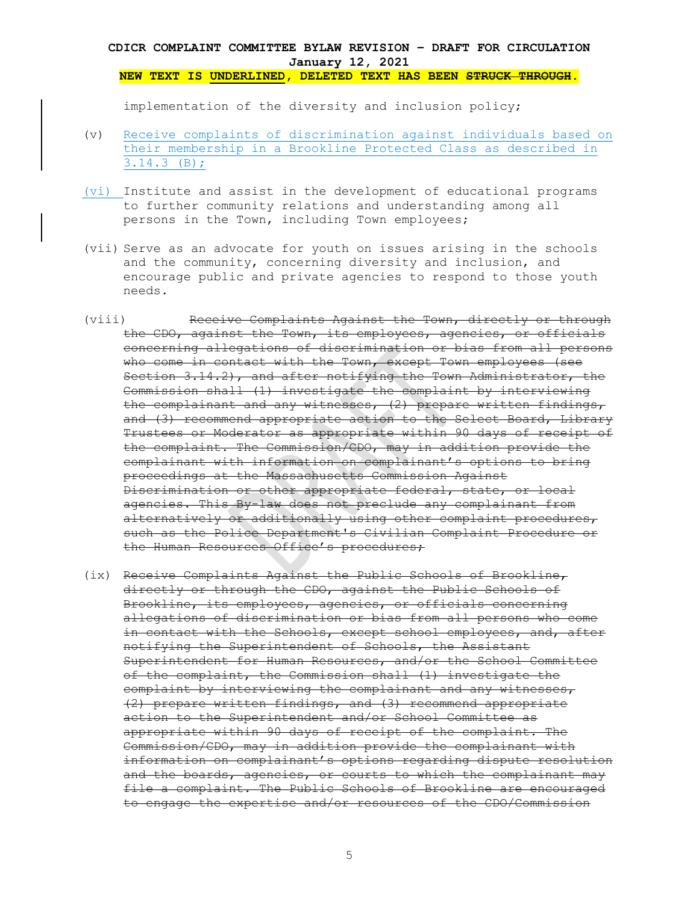implementation of the diversity and inclusion policy;

(v) <u>Receive complaints of discrimination against individuals based on their membership in a Brookline Protected Class as described in 3.14.3 (B);</u>

<u>(vi)</u> Institute and assist in the development of educational programs to further community relations and understanding among all persons in the Town, including Town employees;

(vii) Serve as an advocate for youth on issues arising in the schools and the community, concerning diversity and inclusion, and encourage public and private agencies to respond to those youth needs.

(viii) ~~Receive Complaints Against the Town, directly or through the CDO, against the Town, its employees, agencies, or officials concerning allegations of discrimination or bias from all persons who come in contact with the Town, except Town employees (see Section 3.14.2), and after notifying the Town Administrator, the Commission shall (1) investigate the complaint by interviewing the complainant and any witnesses, (2) prepare written findings, and (3) recommend appropriate action to the Select Board, Library Trustees or Moderator as appropriate within 90 days of receipt of the complaint. The Commission/CDO, may in addition provide the complainant with information on complainant's options to bring proceedings at the Massachusetts Commission Against Discrimination or other appropriate federal, state, or local agencies. This By-law does not preclude any complainant from alternatively or additionally using other complaint procedures, such as the Police Department's Civilian Complaint Procedure or the Human Resources Office's procedures;~~

(ix) ~~Receive Complaints Against the Public Schools of Brookline, directly or through the CDO, against the Public Schools of Brookline, its employees, agencies, or officials concerning allegations of discrimination or bias from all persons who come in contact with the Schools, except school employees, and, after notifying the Superintendent of Schools, the Assistant Superintendent for Human Resources, and/or the School Committee of the complaint, the Commission shall (1) investigate the complaint by interviewing the complainant and any witnesses, (2) prepare written findings, and (3) recommend appropriate action to the Superintendent and/or School Committee as appropriate within 90 days of receipt of the complaint. The Commission/CDO, may in addition provide the complainant with information on complainant's options regarding dispute resolution and the boards, agencies, or courts to which the complainant may file a complaint. The Public Schools of Brookline are encouraged to engage the expertise and/or resources of the CDO/Commission~~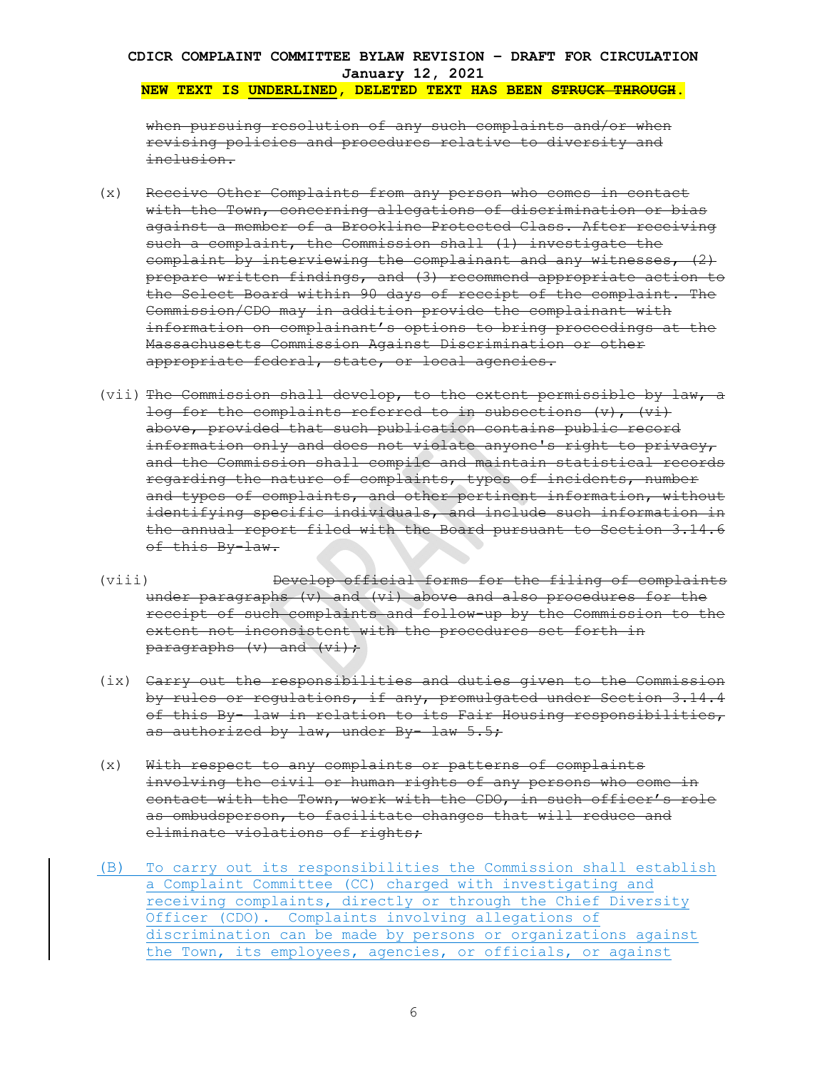**CDICR COMPLAINT COMMITTEE BYLAW REVISION – DRAFT FOR CIRCULATION**
**January 12, 2021**
**NEW TEXT IS <u>UNDERLINED</u>, DELETED TEXT HAS BEEN ~~STRUCK THROUGH~~.**

~~when pursuing resolution of any such complaints and/or when revising policies and procedures relative to diversity and inclusion.~~

(x) ~~Receive Other Complaints from any person who comes in contact with the Town, concerning allegations of discrimination or bias against a member of a Brookline Protected Class. After receiving such a complaint, the Commission shall (1) investigate the complaint by interviewing the complainant and any witnesses, (2) prepare written findings, and (3) recommend appropriate action to the Select Board within 90 days of receipt of the complaint. The Commission/CDO may in addition provide the complainant with information on complainant's options to bring proceedings at the Massachusetts Commission Against Discrimination or other appropriate federal, state, or local agencies.~~

(vii) ~~The Commission shall develop, to the extent permissible by law, a log for the complaints referred to in subsections (v), (vi) above, provided that such publication contains public record information only and does not violate anyone's right to privacy, and the Commission shall compile and maintain statistical records regarding the nature of complaints, types of incidents, number and types of complaints, and other pertinent information, without identifying specific individuals, and include such information in the annual report filed with the Board pursuant to Section 3.14.6 of this By-law.~~

(viii) ~~Develop official forms for the filing of complaints under paragraphs (v) and (vi) above and also procedures for the receipt of such complaints and follow-up by the Commission to the extent not inconsistent with the procedures set forth in paragraphs (v) and (vi);~~

(ix) ~~Carry out the responsibilities and duties given to the Commission by rules or regulations, if any, promulgated under Section 3.14.4 of this By- law in relation to its Fair Housing responsibilities, as authorized by law, under By- law 5.5;~~

(x) ~~With respect to any complaints or patterns of complaints involving the civil or human rights of any persons who come in contact with the Town, work with the CDO, in such officer's role as ombudsperson, to facilitate changes that will reduce and eliminate violations of rights;~~

<u>(B) To carry out its responsibilities the Commission shall establish a Complaint Committee (CC) charged with investigating and receiving complaints, directly or through the Chief Diversity Officer (CDO). Complaints involving allegations of discrimination can be made by persons or organizations against the Town, its employees, agencies, or officials, or against</u>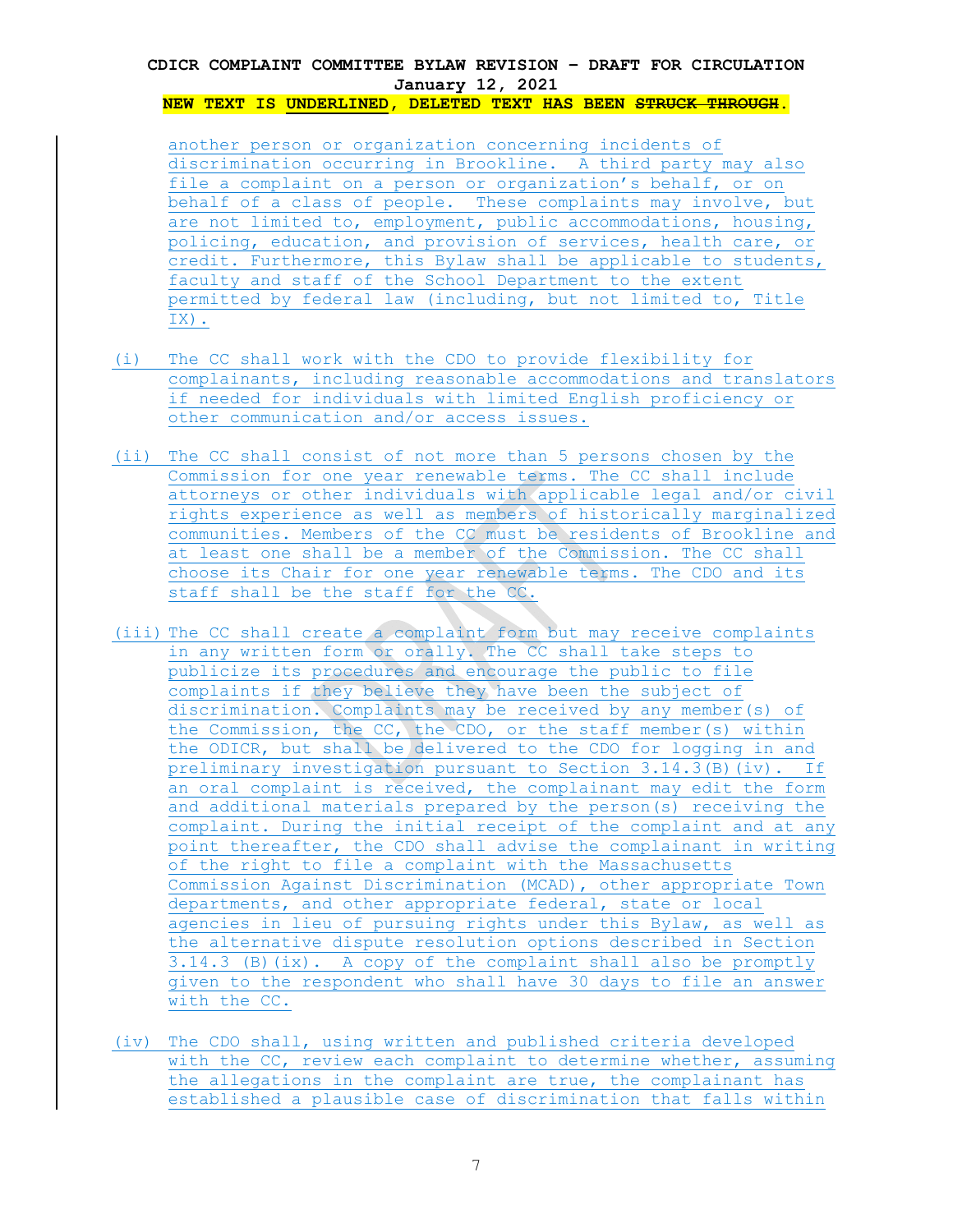another person or organization concerning incidents of discrimination occurring in Brookline. A third party may also file a complaint on a person or organization's behalf, or on behalf of a class of people. These complaints may involve, but are not limited to, employment, public accommodations, housing, policing, education, and provision of services, health care, or credit. Furthermore, this Bylaw shall be applicable to students, faculty and staff of the School Department to the extent permitted by federal law (including, but not limited to, Title IX).

(i) The CC shall work with the CDO to provide flexibility for complainants, including reasonable accommodations and translators if needed for individuals with limited English proficiency or other communication and/or access issues.

(ii) The CC shall consist of not more than 5 persons chosen by the Commission for one year renewable terms. The CC shall include attorneys or other individuals with applicable legal and/or civil rights experience as well as members of historically marginalized communities. Members of the CC must be residents of Brookline and at least one shall be a member of the Commission. The CC shall choose its Chair for one year renewable terms. The CDO and its staff shall be the staff for the CC.

(iii) The CC shall create a complaint form but may receive complaints in any written form or orally. The CC shall take steps to publicize its procedures and encourage the public to file complaints if they believe they have been the subject of discrimination. Complaints may be received by any member(s) of the Commission, the CC, the CDO, or the staff member(s) within the ODICR, but shall be delivered to the CDO for logging in and preliminary investigation pursuant to Section 3.14.3(B)(iv). If an oral complaint is received, the complainant may edit the form and additional materials prepared by the person(s) receiving the complaint. During the initial receipt of the complaint and at any point thereafter, the CDO shall advise the complainant in writing of the right to file a complaint with the Massachusetts Commission Against Discrimination (MCAD), other appropriate Town departments, and other appropriate federal, state or local agencies in lieu of pursuing rights under this Bylaw, as well as the alternative dispute resolution options described in Section 3.14.3 (B)(ix). A copy of the complaint shall also be promptly given to the respondent who shall have 30 days to file an answer with the CC.

(iv) The CDO shall, using written and published criteria developed with the CC, review each complaint to determine whether, assuming the allegations in the complaint are true, the complainant has established a plausible case of discrimination that falls within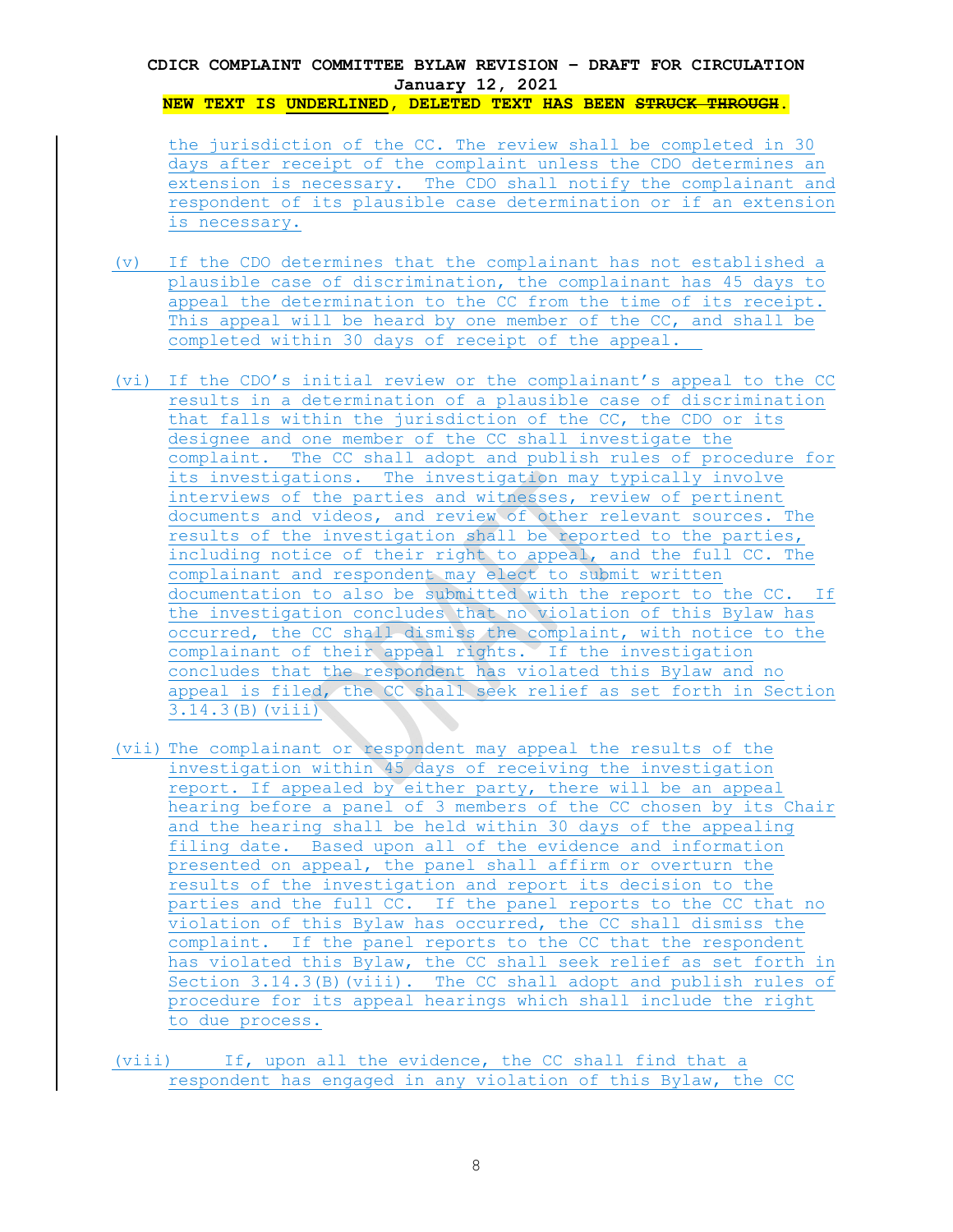the jurisdiction of the CC. The review shall be completed in 30 days after receipt of the complaint unless the CDO determines an extension is necessary. The CDO shall notify the complainant and respondent of its plausible case determination or if an extension is necessary.

(v) If the CDO determines that the complainant has not established a plausible case of discrimination, the complainant has 45 days to appeal the determination to the CC from the time of its receipt. This appeal will be heard by one member of the CC, and shall be completed within 30 days of receipt of the appeal.

(vi) If the CDO's initial review or the complainant's appeal to the CC results in a determination of a plausible case of discrimination that falls within the jurisdiction of the CC, the CDO or its designee and one member of the CC shall investigate the complaint. The CC shall adopt and publish rules of procedure for its investigations. The investigation may typically involve interviews of the parties and witnesses, review of pertinent documents and videos, and review of other relevant sources. The results of the investigation shall be reported to the parties, including notice of their right to appeal, and the full CC. The complainant and respondent may elect to submit written documentation to also be submitted with the report to the CC. If the investigation concludes that no violation of this Bylaw has occurred, the CC shall dismiss the complaint, with notice to the complainant of their appeal rights. If the investigation concludes that the respondent has violated this Bylaw and no appeal is filed, the CC shall seek relief as set forth in Section 3.14.3(B)(viii)

(vii) The complainant or respondent may appeal the results of the investigation within 45 days of receiving the investigation report. If appealed by either party, there will be an appeal hearing before a panel of 3 members of the CC chosen by its Chair and the hearing shall be held within 30 days of the appealing filing date. Based upon all of the evidence and information presented on appeal, the panel shall affirm or overturn the results of the investigation and report its decision to the parties and the full CC. If the panel reports to the CC that no violation of this Bylaw has occurred, the CC shall dismiss the complaint. If the panel reports to the CC that the respondent has violated this Bylaw, the CC shall seek relief as set forth in Section 3.14.3(B)(viii). The CC shall adopt and publish rules of procedure for its appeal hearings which shall include the right to due process.

(viii) If, upon all the evidence, the CC shall find that a respondent has engaged in any violation of this Bylaw, the CC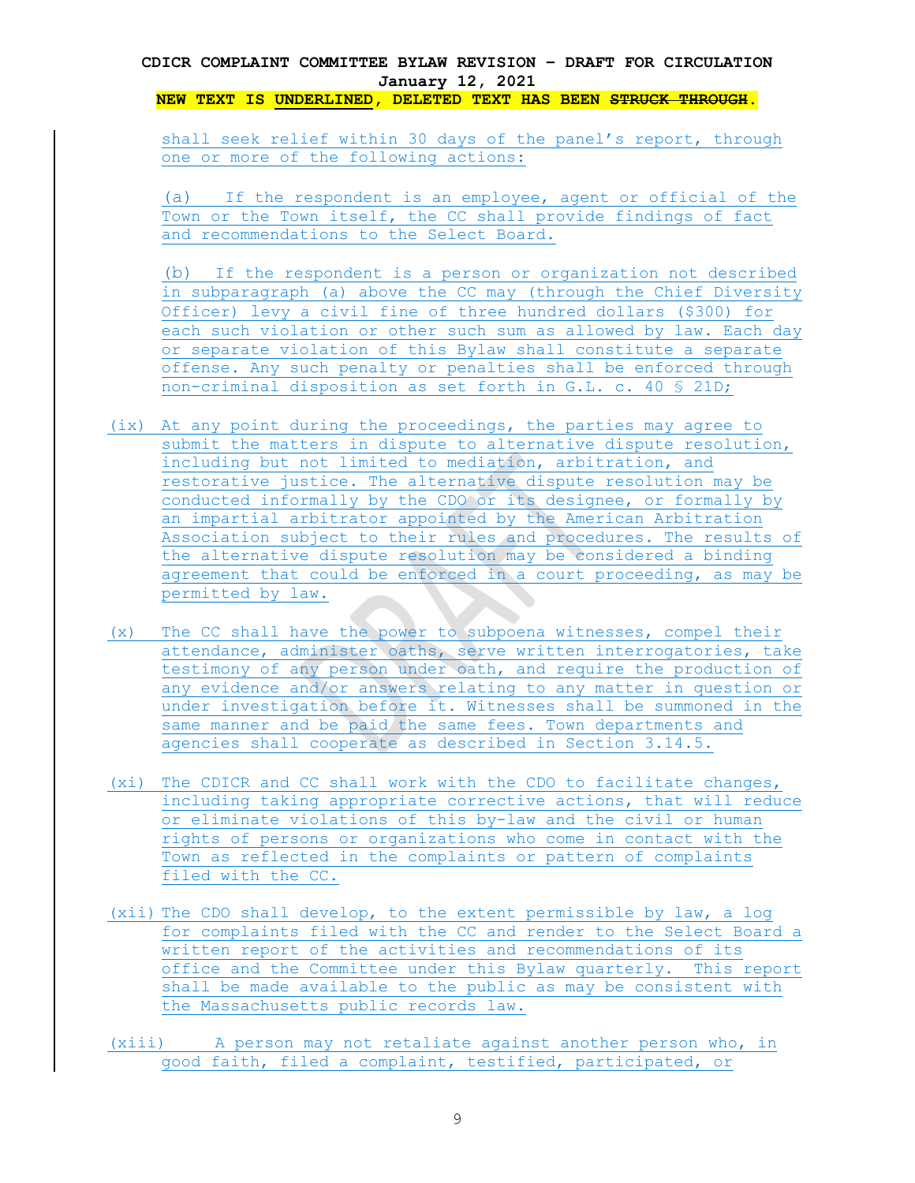shall seek relief within 30 days of the panel's report, through one or more of the following actions:

(a) If the respondent is an employee, agent or official of the Town or the Town itself, the CC shall provide findings of fact and recommendations to the Select Board.

(b) If the respondent is a person or organization not described in subparagraph (a) above the CC may (through the Chief Diversity Officer) levy a civil fine of three hundred dollars ($300) for each such violation or other such sum as allowed by law. Each day or separate violation of this Bylaw shall constitute a separate offense. Any such penalty or penalties shall be enforced through non-criminal disposition as set forth in G.L. c. 40 § 21D;

(ix) At any point during the proceedings, the parties may agree to submit the matters in dispute to alternative dispute resolution, including but not limited to mediation, arbitration, and restorative justice. The alternative dispute resolution may be conducted informally by the CDO or its designee, or formally by an impartial arbitrator appointed by the American Arbitration Association subject to their rules and procedures. The results of the alternative dispute resolution may be considered a binding agreement that could be enforced in a court proceeding, as may be permitted by law.

(x) The CC shall have the power to subpoena witnesses, compel their attendance, administer oaths, serve written interrogatories, take testimony of any person under oath, and require the production of any evidence and/or answers relating to any matter in question or under investigation before it. Witnesses shall be summoned in the same manner and be paid the same fees. Town departments and agencies shall cooperate as described in Section 3.14.5.

(xi) The CDICR and CC shall work with the CDO to facilitate changes, including taking appropriate corrective actions, that will reduce or eliminate violations of this by-law and the civil or human rights of persons or organizations who come in contact with the Town as reflected in the complaints or pattern of complaints filed with the CC.

(xii) The CDO shall develop, to the extent permissible by law, a log for complaints filed with the CC and render to the Select Board a written report of the activities and recommendations of its office and the Committee under this Bylaw quarterly. This report shall be made available to the public as may be consistent with the Massachusetts public records law.

(xiii) A person may not retaliate against another person who, in good faith, filed a complaint, testified, participated, or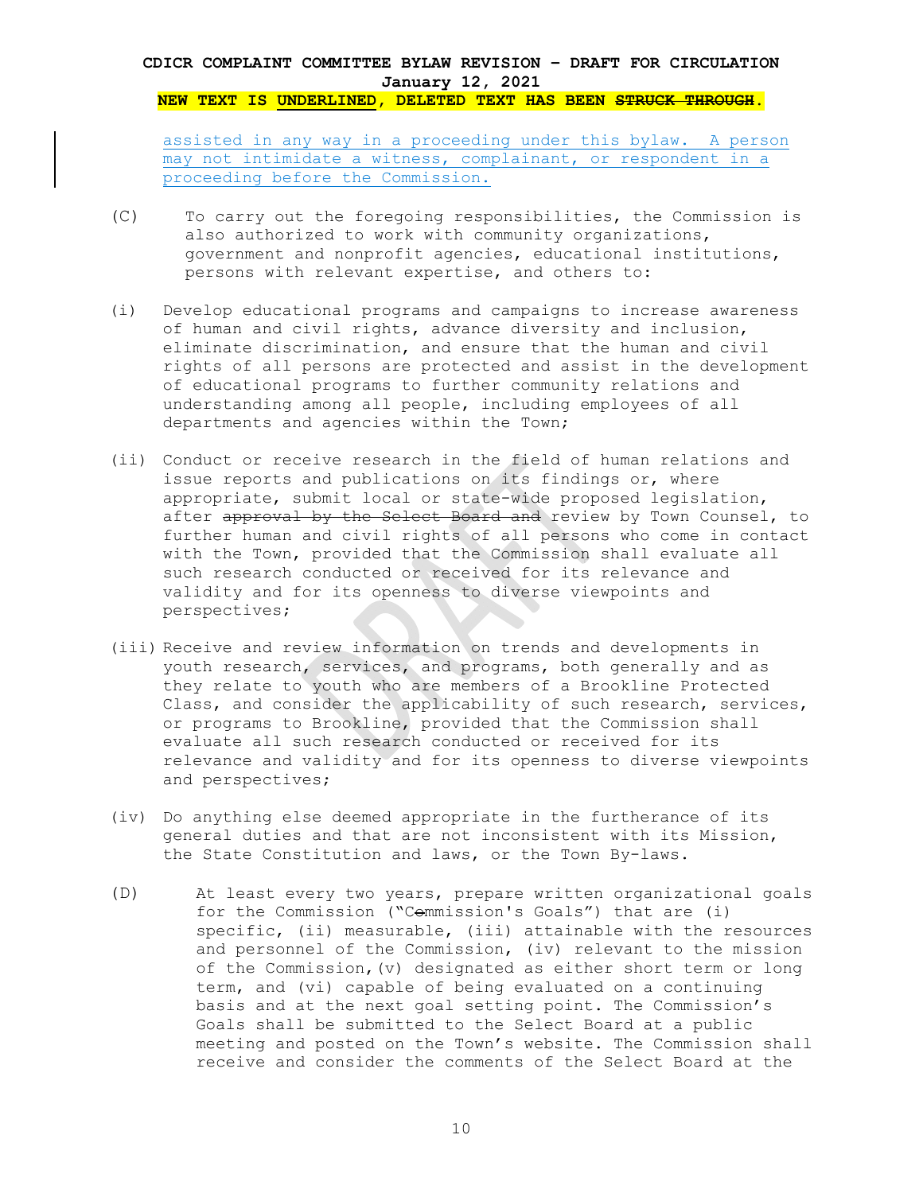<u>assisted in any way in a proceeding under this bylaw. A person may not intimidate a witness, complainant, or respondent in a proceeding before the Commission.</u>

(C) To carry out the foregoing responsibilities, the Commission is also authorized to work with community organizations, government and nonprofit agencies, educational institutions, persons with relevant expertise, and others to:

(i) Develop educational programs and campaigns to increase awareness of human and civil rights, advance diversity and inclusion, eliminate discrimination, and ensure that the human and civil rights of all persons are protected and assist in the development of educational programs to further community relations and understanding among all people, including employees of all departments and agencies within the Town;

(ii) Conduct or receive research in the field of human relations and issue reports and publications on its findings or, where appropriate, submit local or state-wide proposed legislation, after ~~approval by the Select Board and~~ review by Town Counsel, to further human and civil rights of all persons who come in contact with the Town, provided that the Commission shall evaluate all such research conducted or received for its relevance and validity and for its openness to diverse viewpoints and perspectives;

(iii) Receive and review information on trends and developments in youth research, services, and programs, both generally and as they relate to youth who are members of a Brookline Protected Class, and consider the applicability of such research, services, or programs to Brookline, provided that the Commission shall evaluate all such research conducted or received for its relevance and validity and for its openness to diverse viewpoints and perspectives;

(iv) Do anything else deemed appropriate in the furtherance of its general duties and that are not inconsistent with its Mission, the State Constitution and laws, or the Town By-laws.

(D) At least every two years, prepare written organizational goals for the Commission ("C~~o~~mmission's Goals") that are (i) specific, (ii) measurable, (iii) attainable with the resources and personnel of the Commission, (iv) relevant to the mission of the Commission,(v) designated as either short term or long term, and (vi) capable of being evaluated on a continuing basis and at the next goal setting point. The Commission's Goals shall be submitted to the Select Board at a public meeting and posted on the Town's website. The Commission shall receive and consider the comments of the Select Board at the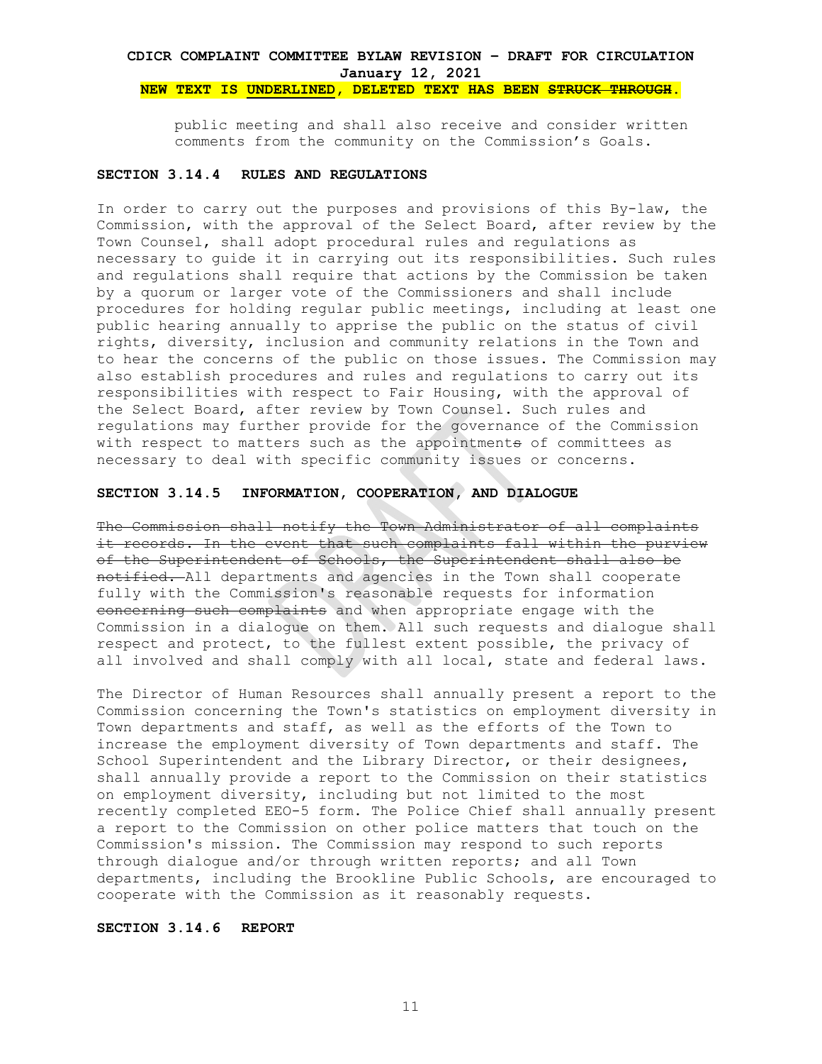public meeting and shall also receive and consider written comments from the community on the Commission's Goals.

### SECTION 3.14.4 RULES AND REGULATIONS

In order to carry out the purposes and provisions of this By-law, the Commission, with the approval of the Select Board, after review by the Town Counsel, shall adopt procedural rules and regulations as necessary to guide it in carrying out its responsibilities. Such rules and regulations shall require that actions by the Commission be taken by a quorum or larger vote of the Commissioners and shall include procedures for holding regular public meetings, including at least one public hearing annually to apprise the public on the status of civil rights, diversity, inclusion and community relations in the Town and to hear the concerns of the public on those issues. The Commission may also establish procedures and rules and regulations to carry out its responsibilities with respect to Fair Housing, with the approval of the Select Board, after review by Town Counsel. Such rules and regulations may further provide for the governance of the Commission with respect to matters such as the appointment~~s~~ of committees as necessary to deal with specific community issues or concerns.

### SECTION 3.14.5 INFORMATION, COOPERATION, AND DIALOGUE

~~The Commission shall notify the Town Administrator of all complaints it records. In the event that such complaints fall within the purview of the Superintendent of Schools, the Superintendent shall also be notified.~~ All departments and agencies in the Town shall cooperate fully with the Commission's reasonable requests for information ~~concerning such complaints~~ and when appropriate engage with the Commission in a dialogue on them. All such requests and dialogue shall respect and protect, to the fullest extent possible, the privacy of all involved and shall comply with all local, state and federal laws.

The Director of Human Resources shall annually present a report to the Commission concerning the Town's statistics on employment diversity in Town departments and staff, as well as the efforts of the Town to increase the employment diversity of Town departments and staff. The School Superintendent and the Library Director, or their designees, shall annually provide a report to the Commission on their statistics on employment diversity, including but not limited to the most recently completed EEO-5 form. The Police Chief shall annually present a report to the Commission on other police matters that touch on the Commission's mission. The Commission may respond to such reports through dialogue and/or through written reports; and all Town departments, including the Brookline Public Schools, are encouraged to cooperate with the Commission as it reasonably requests.

### SECTION 3.14.6 REPORT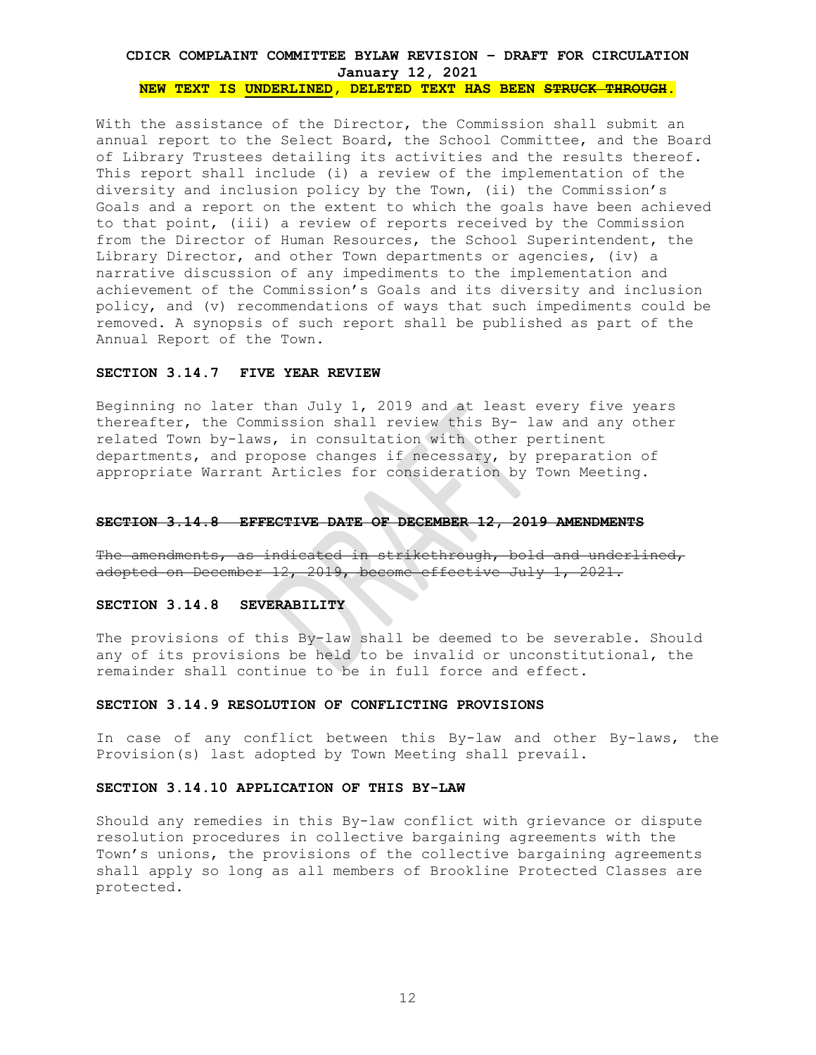With the assistance of the Director, the Commission shall submit an annual report to the Select Board, the School Committee, and the Board of Library Trustees detailing its activities and the results thereof. This report shall include (i) a review of the implementation of the diversity and inclusion policy by the Town, (ii) the Commission's Goals and a report on the extent to which the goals have been achieved to that point, (iii) a review of reports received by the Commission from the Director of Human Resources, the School Superintendent, the Library Director, and other Town departments or agencies, (iv) a narrative discussion of any impediments to the implementation and achievement of the Commission's Goals and its diversity and inclusion policy, and (v) recommendations of ways that such impediments could be removed. A synopsis of such report shall be published as part of the Annual Report of the Town.

**SECTION 3.14.7 FIVE YEAR REVIEW**

Beginning no later than July 1, 2019 and at least every five years thereafter, the Commission shall review this By- law and any other related Town by-laws, in consultation with other pertinent departments, and propose changes if necessary, by preparation of appropriate Warrant Articles for consideration by Town Meeting.

~~**SECTION 3.14.8 EFFECTIVE DATE OF DECEMBER 12, 2019 AMENDMENTS**~~

~~The amendments, as indicated in strikethrough, bold and underlined, adopted on December 12, 2019, become effective July 1, 2021.~~

**SECTION 3.14.8 SEVERABILITY**

The provisions of this By-law shall be deemed to be severable. Should any of its provisions be held to be invalid or unconstitutional, the remainder shall continue to be in full force and effect.

**SECTION 3.14.9 RESOLUTION OF CONFLICTING PROVISIONS**

In case of any conflict between this By-law and other By-laws, the Provision(s) last adopted by Town Meeting shall prevail.

**SECTION 3.14.10 APPLICATION OF THIS BY-LAW**

Should any remedies in this By-law conflict with grievance or dispute resolution procedures in collective bargaining agreements with the Town's unions, the provisions of the collective bargaining agreements shall apply so long as all members of Brookline Protected Classes are protected.